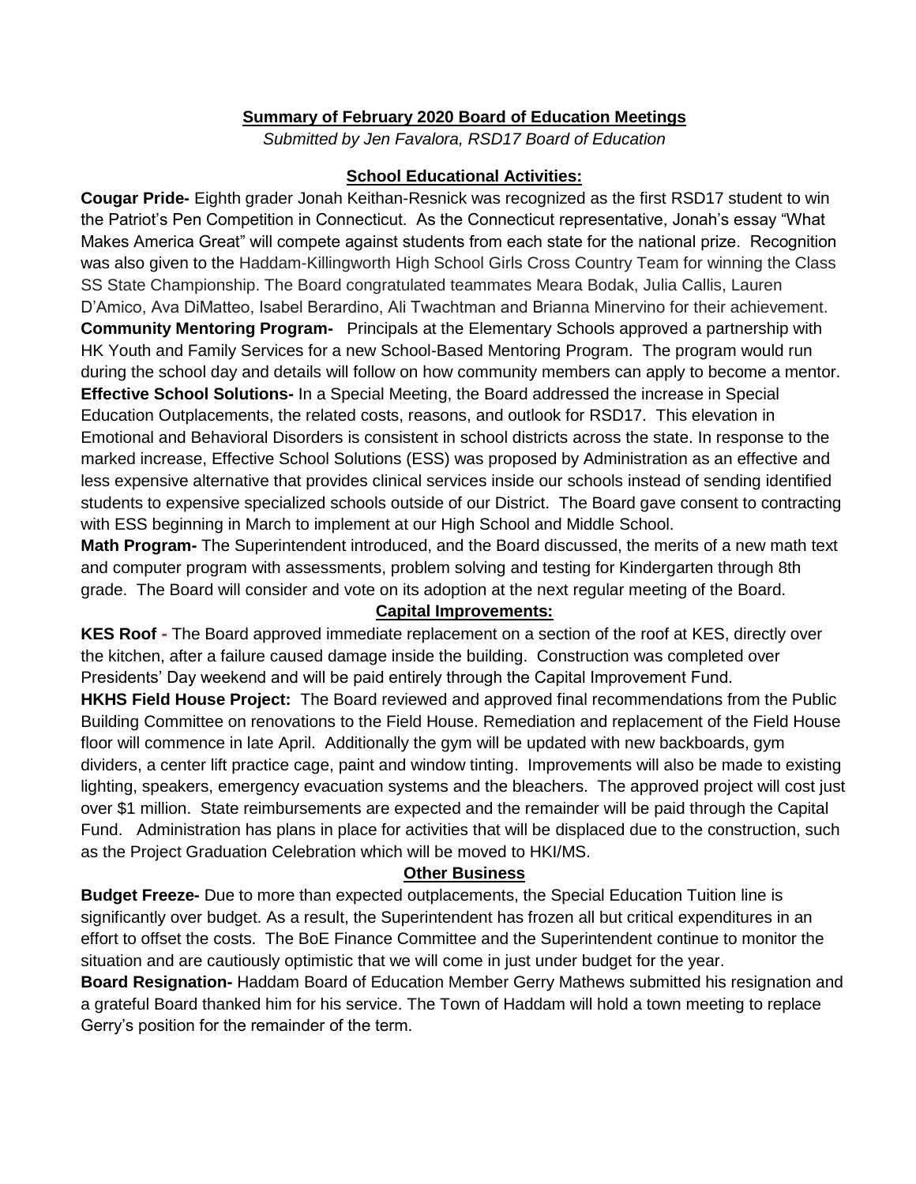## Summary of February 2020 Board of Education Meetings

*Submitted by Jen Favalora, RSD17 Board of Education*

### School Educational Activities:

**Cougar Pride-** Eighth grader Jonah Keithan-Resnick was recognized as the first RSD17 student to win the Patriot's Pen Competition in Connecticut. As the Connecticut representative, Jonah's essay "What Makes America Great" will compete against students from each state for the national prize. Recognition was also given to the Haddam-Killingworth High School Girls Cross Country Team for winning the Class SS State Championship. The Board congratulated teammates Meara Bodak, Julia Callis, Lauren D'Amico, Ava DiMatteo, Isabel Berardino, Ali Twachtman and Brianna Minervino for their achievement.

**Community Mentoring Program-** Principals at the Elementary Schools approved a partnership with HK Youth and Family Services for a new School-Based Mentoring Program. The program would run during the school day and details will follow on how community members can apply to become a mentor.

**Effective School Solutions-** In a Special Meeting, the Board addressed the increase in Special Education Outplacements, the related costs, reasons, and outlook for RSD17. This elevation in Emotional and Behavioral Disorders is consistent in school districts across the state. In response to the marked increase, Effective School Solutions (ESS) was proposed by Administration as an effective and less expensive alternative that provides clinical services inside our schools instead of sending identified students to expensive specialized schools outside of our District. The Board gave consent to contracting with ESS beginning in March to implement at our High School and Middle School.

**Math Program-** The Superintendent introduced, and the Board discussed, the merits of a new math text and computer program with assessments, problem solving and testing for Kindergarten through 8th grade. The Board will consider and vote on its adoption at the next regular meeting of the Board.

### Capital Improvements:

**KES Roof -** The Board approved immediate replacement on a section of the roof at KES, directly over the kitchen, after a failure caused damage inside the building. Construction was completed over Presidents' Day weekend and will be paid entirely through the Capital Improvement Fund.

**HKHS Field House Project:** The Board reviewed and approved final recommendations from the Public Building Committee on renovations to the Field House. Remediation and replacement of the Field House floor will commence in late April. Additionally the gym will be updated with new backboards, gym dividers, a center lift practice cage, paint and window tinting. Improvements will also be made to existing lighting, speakers, emergency evacuation systems and the bleachers. The approved project will cost just over $1 million. State reimbursements are expected and the remainder will be paid through the Capital Fund. Administration has plans in place for activities that will be displaced due to the construction, such as the Project Graduation Celebration which will be moved to HKI/MS.

### Other Business

**Budget Freeze-** Due to more than expected outplacements, the Special Education Tuition line is significantly over budget. As a result, the Superintendent has frozen all but critical expenditures in an effort to offset the costs. The BoE Finance Committee and the Superintendent continue to monitor the situation and are cautiously optimistic that we will come in just under budget for the year.

**Board Resignation-** Haddam Board of Education Member Gerry Mathews submitted his resignation and a grateful Board thanked him for his service. The Town of Haddam will hold a town meeting to replace Gerry's position for the remainder of the term.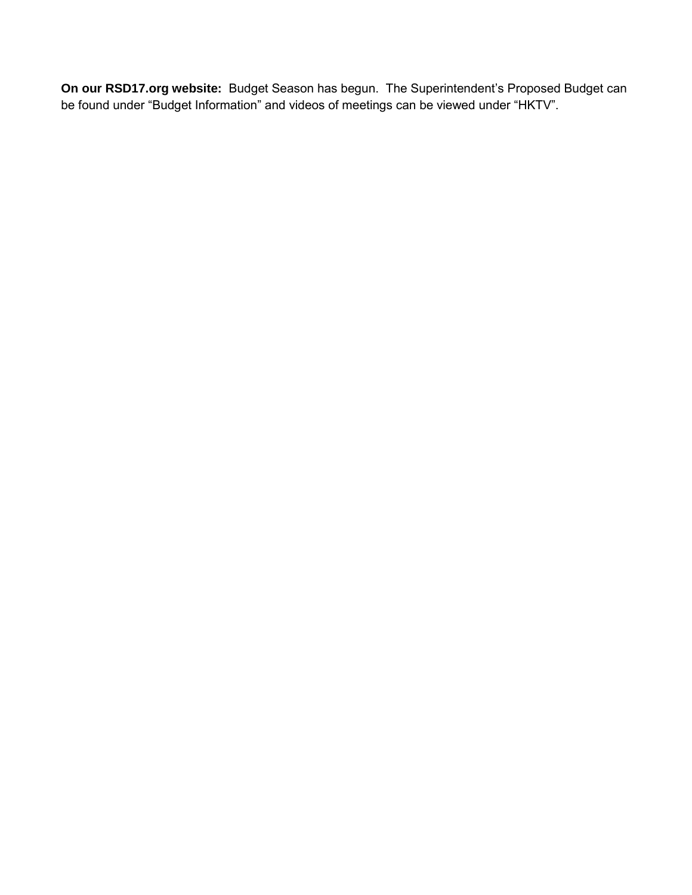**On our RSD17.org website:** Budget Season has begun. The Superintendent's Proposed Budget can be found under "Budget Information" and videos of meetings can be viewed under "HKTV".